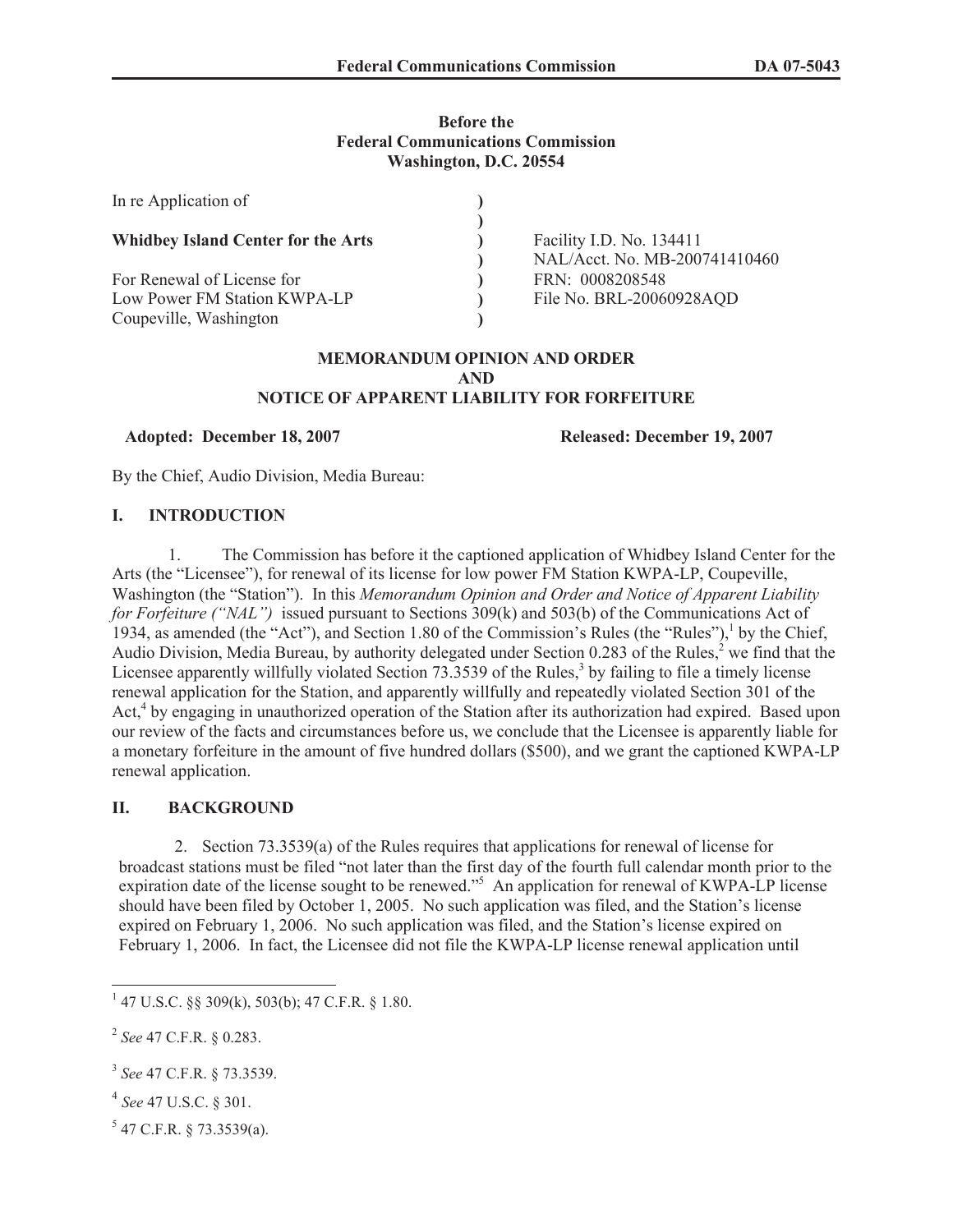Before the
Federal Communications Commission
Washington, D.C. 20554

| | | |
|---|---|---|
| In re Application of | ) | |
| | ) | |
| **Whidbey Island Center for the Arts** | ) | Facility I.D. No. 134411 |
| | ) | NAL/Acct. No. MB-200741410460 |
| For Renewal of License for | ) | FRN: 0008208548 |
| Low Power FM Station KWPA-LP | ) | File No. BRL-20060928AQD |
| Coupeville, Washington | ) | |

## MEMORANDUM OPINION AND ORDER AND NOTICE OF APPARENT LIABILITY FOR FORFEITURE

**Adopted: December 18, 2007** **Released: December 19, 2007**

By the Chief, Audio Division, Media Bureau:

## I. INTRODUCTION

1. The Commission has before it the captioned application of Whidbey Island Center for the Arts (the "Licensee"), for renewal of its license for low power FM Station KWPA-LP, Coupeville, Washington (the "Station"). In this *Memorandum Opinion and Order and Notice of Apparent Liability for Forfeiture ("NAL")* issued pursuant to Sections 309(k) and 503(b) of the Communications Act of 1934, as amended (the "Act"), and Section 1.80 of the Commission's Rules (the "Rules"),[1] by the Chief, Audio Division, Media Bureau, by authority delegated under Section 0.283 of the Rules,[2] we find that the Licensee apparently willfully violated Section 73.3539 of the Rules,[3] by failing to file a timely license renewal application for the Station, and apparently willfully and repeatedly violated Section 301 of the Act,[4] by engaging in unauthorized operation of the Station after its authorization had expired. Based upon our review of the facts and circumstances before us, we conclude that the Licensee is apparently liable for a monetary forfeiture in the amount of five hundred dollars ($500), and we grant the captioned KWPA-LP renewal application.

## II. BACKGROUND

2. Section 73.3539(a) of the Rules requires that applications for renewal of license for broadcast stations must be filed "not later than the first day of the fourth full calendar month prior to the expiration date of the license sought to be renewed."[5] An application for renewal of KWPA-LP license should have been filed by October 1, 2005. No such application was filed, and the Station's license expired on February 1, 2006. No such application was filed, and the Station's license expired on February 1, 2006. In fact, the Licensee did not file the KWPA-LP license renewal application until

---

[1] 47 U.S.C. §§ 309(k), 503(b); 47 C.F.R. § 1.80.

[2] *See* 47 C.F.R. § 0.283.

[3] *See* 47 C.F.R. § 73.3539.

[4] *See* 47 U.S.C. § 301.

[5] 47 C.F.R. § 73.3539(a).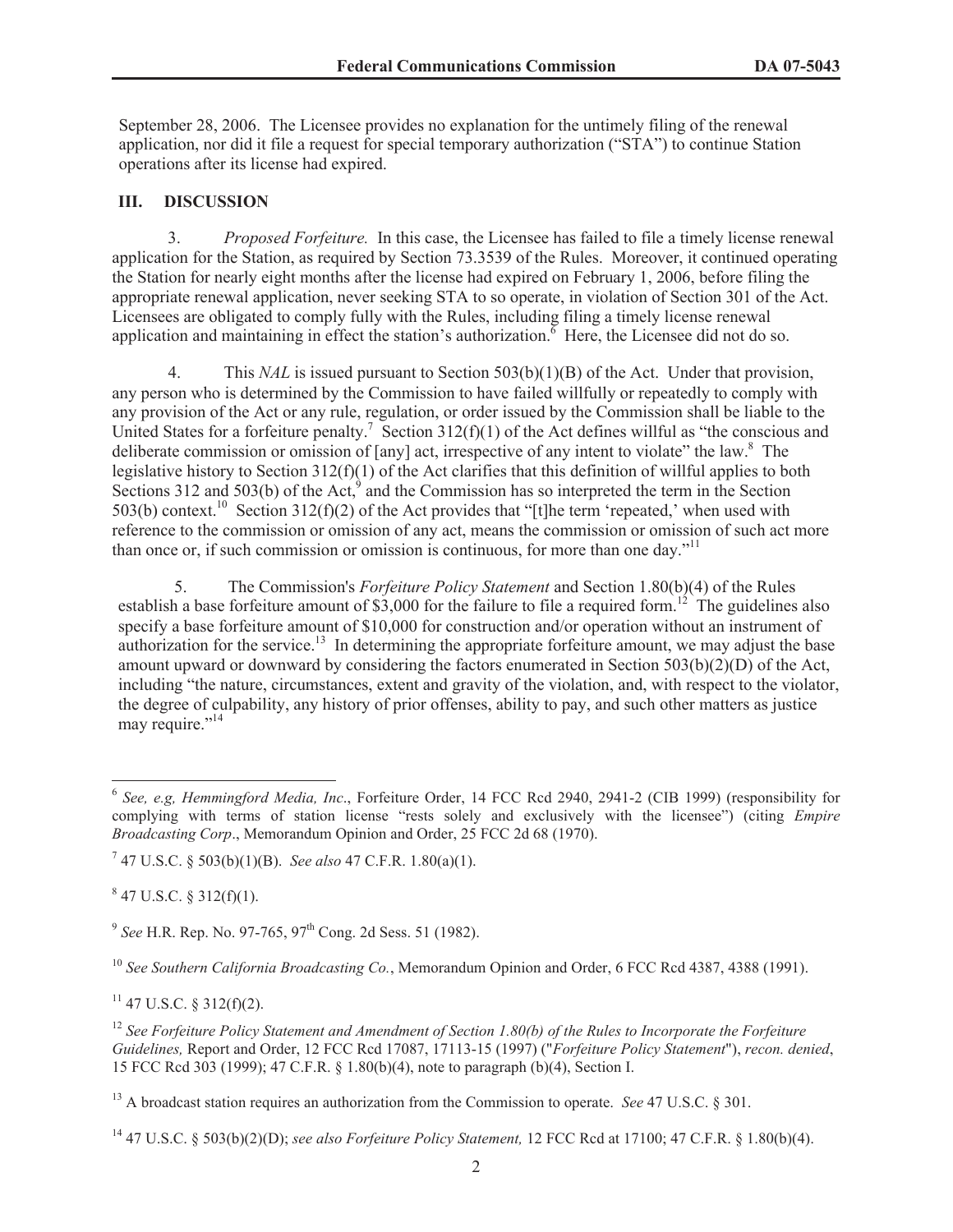September 28, 2006. The Licensee provides no explanation for the untimely filing of the renewal application, nor did it file a request for special temporary authorization ("STA") to continue Station operations after its license had expired.

## III. DISCUSSION

3. *Proposed Forfeiture.* In this case, the Licensee has failed to file a timely license renewal application for the Station, as required by Section 73.3539 of the Rules. Moreover, it continued operating the Station for nearly eight months after the license had expired on February 1, 2006, before filing the appropriate renewal application, never seeking STA to so operate, in violation of Section 301 of the Act. Licensees are obligated to comply fully with the Rules, including filing a timely license renewal application and maintaining in effect the station's authorization.[6] Here, the Licensee did not do so.

4. This *NAL* is issued pursuant to Section 503(b)(1)(B) of the Act. Under that provision, any person who is determined by the Commission to have failed willfully or repeatedly to comply with any provision of the Act or any rule, regulation, or order issued by the Commission shall be liable to the United States for a forfeiture penalty.[7] Section 312(f)(1) of the Act defines willful as "the conscious and deliberate commission or omission of [any] act, irrespective of any intent to violate" the law.[8] The legislative history to Section 312(f)(1) of the Act clarifies that this definition of willful applies to both Sections 312 and 503(b) of the Act,[9] and the Commission has so interpreted the term in the Section 503(b) context.[10] Section 312(f)(2) of the Act provides that "[t]he term 'repeated,' when used with reference to the commission or omission of any act, means the commission or omission of such act more than once or, if such commission or omission is continuous, for more than one day."[11]

5. The Commission's *Forfeiture Policy Statement* and Section 1.80(b)(4) of the Rules establish a base forfeiture amount of $3,000 for the failure to file a required form.[12] The guidelines also specify a base forfeiture amount of $10,000 for construction and/or operation without an instrument of authorization for the service.[13] In determining the appropriate forfeiture amount, we may adjust the base amount upward or downward by considering the factors enumerated in Section 503(b)(2)(D) of the Act, including "the nature, circumstances, extent and gravity of the violation, and, with respect to the violator, the degree of culpability, any history of prior offenses, ability to pay, and such other matters as justice may require."[14]

---

[6] *See, e.g, Hemmingford Media, Inc*., Forfeiture Order, 14 FCC Rcd 2940, 2941-2 (CIB 1999) (responsibility for complying with terms of station license "rests solely and exclusively with the licensee") (citing *Empire Broadcasting Corp*., Memorandum Opinion and Order, 25 FCC 2d 68 (1970).

[7] 47 U.S.C. § 503(b)(1)(B). *See also* 47 C.F.R. 1.80(a)(1).

[8] 47 U.S.C. § 312(f)(1).

[9] *See* H.R. Rep. No. 97-765, 97th Cong. 2d Sess. 51 (1982).

[10] *See Southern California Broadcasting Co.*, Memorandum Opinion and Order, 6 FCC Rcd 4387, 4388 (1991).

[11] 47 U.S.C. § 312(f)(2).

[12] *See Forfeiture Policy Statement and Amendment of Section 1.80(b) of the Rules to Incorporate the Forfeiture Guidelines,* Report and Order, 12 FCC Rcd 17087, 17113-15 (1997) ("*Forfeiture Policy Statement*"), *recon. denied*, 15 FCC Rcd 303 (1999); 47 C.F.R. § 1.80(b)(4), note to paragraph (b)(4), Section I.

[13] A broadcast station requires an authorization from the Commission to operate. *See* 47 U.S.C. § 301.

[14] 47 U.S.C. § 503(b)(2)(D); *see also Forfeiture Policy Statement,* 12 FCC Rcd at 17100; 47 C.F.R. § 1.80(b)(4).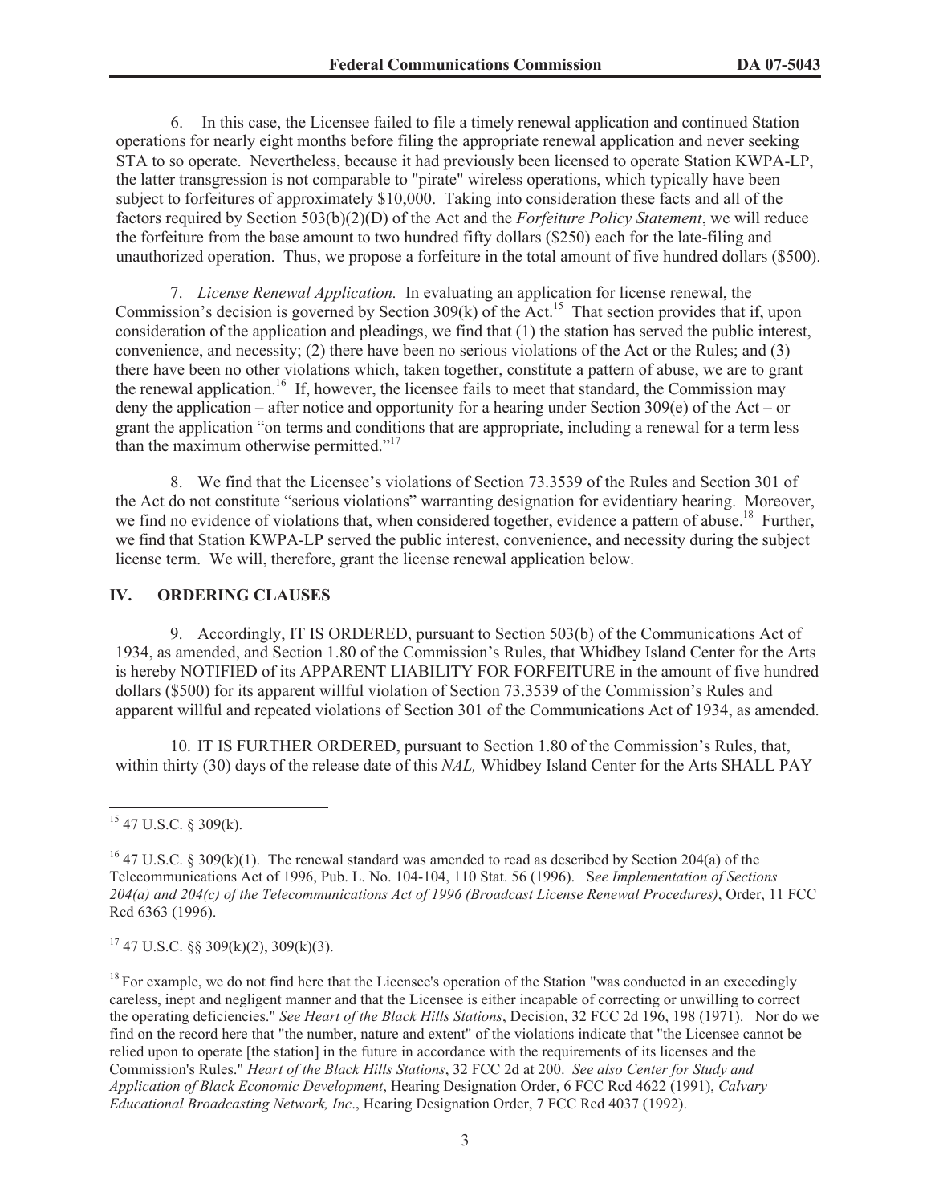6. In this case, the Licensee failed to file a timely renewal application and continued Station operations for nearly eight months before filing the appropriate renewal application and never seeking STA to so operate. Nevertheless, because it had previously been licensed to operate Station KWPA-LP, the latter transgression is not comparable to "pirate" wireless operations, which typically have been subject to forfeitures of approximately $10,000. Taking into consideration these facts and all of the factors required by Section 503(b)(2)(D) of the Act and the *Forfeiture Policy Statement*, we will reduce the forfeiture from the base amount to two hundred fifty dollars ($250) each for the late-filing and unauthorized operation. Thus, we propose a forfeiture in the total amount of five hundred dollars ($500).

7. *License Renewal Application.* In evaluating an application for license renewal, the Commission's decision is governed by Section 309(k) of the Act.[15] That section provides that if, upon consideration of the application and pleadings, we find that (1) the station has served the public interest, convenience, and necessity; (2) there have been no serious violations of the Act or the Rules; and (3) there have been no other violations which, taken together, constitute a pattern of abuse, we are to grant the renewal application.[16] If, however, the licensee fails to meet that standard, the Commission may deny the application – after notice and opportunity for a hearing under Section 309(e) of the Act – or grant the application "on terms and conditions that are appropriate, including a renewal for a term less than the maximum otherwise permitted."[17]

8. We find that the Licensee's violations of Section 73.3539 of the Rules and Section 301 of the Act do not constitute "serious violations" warranting designation for evidentiary hearing. Moreover, we find no evidence of violations that, when considered together, evidence a pattern of abuse.[18] Further, we find that Station KWPA-LP served the public interest, convenience, and necessity during the subject license term. We will, therefore, grant the license renewal application below.

## IV. ORDERING CLAUSES

9. Accordingly, IT IS ORDERED, pursuant to Section 503(b) of the Communications Act of 1934, as amended, and Section 1.80 of the Commission's Rules, that Whidbey Island Center for the Arts is hereby NOTIFIED of its APPARENT LIABILITY FOR FORFEITURE in the amount of five hundred dollars ($500) for its apparent willful violation of Section 73.3539 of the Commission's Rules and apparent willful and repeated violations of Section 301 of the Communications Act of 1934, as amended.

10. IT IS FURTHER ORDERED, pursuant to Section 1.80 of the Commission's Rules, that, within thirty (30) days of the release date of this *NAL,* Whidbey Island Center for the Arts SHALL PAY

---

[15] 47 U.S.C. § 309(k).

[16] 47 U.S.C. § 309(k)(1). The renewal standard was amended to read as described by Section 204(a) of the Telecommunications Act of 1996, Pub. L. No. 104-104, 110 Stat. 56 (1996). S*ee Implementation of Sections 204(a) and 204(c) of the Telecommunications Act of 1996 (Broadcast License Renewal Procedures)*, Order, 11 FCC Rcd 6363 (1996).

[17] 47 U.S.C. §§ 309(k)(2), 309(k)(3).

[18] For example, we do not find here that the Licensee's operation of the Station "was conducted in an exceedingly careless, inept and negligent manner and that the Licensee is either incapable of correcting or unwilling to correct the operating deficiencies." *See Heart of the Black Hills Stations*, Decision, 32 FCC 2d 196, 198 (1971). Nor do we find on the record here that "the number, nature and extent" of the violations indicate that "the Licensee cannot be relied upon to operate [the station] in the future in accordance with the requirements of its licenses and the Commission's Rules." *Heart of the Black Hills Stations*, 32 FCC 2d at 200. *See also Center for Study and Application of Black Economic Development*, Hearing Designation Order, 6 FCC Rcd 4622 (1991), *Calvary Educational Broadcasting Network, Inc*., Hearing Designation Order, 7 FCC Rcd 4037 (1992).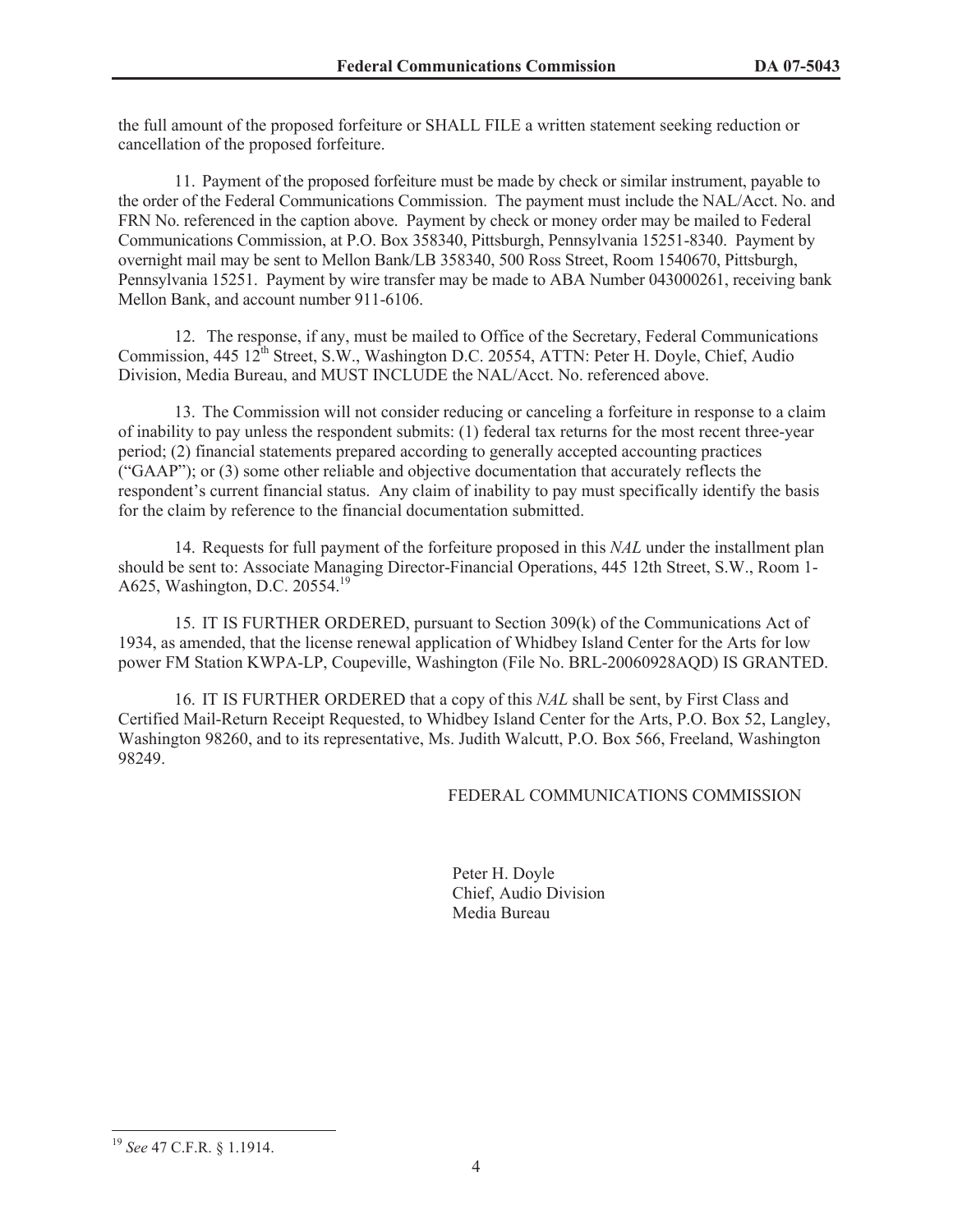the full amount of the proposed forfeiture or SHALL FILE a written statement seeking reduction or cancellation of the proposed forfeiture.

11. Payment of the proposed forfeiture must be made by check or similar instrument, payable to the order of the Federal Communications Commission. The payment must include the NAL/Acct. No. and FRN No. referenced in the caption above. Payment by check or money order may be mailed to Federal Communications Commission, at P.O. Box 358340, Pittsburgh, Pennsylvania 15251-8340. Payment by overnight mail may be sent to Mellon Bank/LB 358340, 500 Ross Street, Room 1540670, Pittsburgh, Pennsylvania 15251. Payment by wire transfer may be made to ABA Number 043000261, receiving bank Mellon Bank, and account number 911-6106.

12. The response, if any, must be mailed to Office of the Secretary, Federal Communications Commission, 445 12th Street, S.W., Washington D.C. 20554, ATTN: Peter H. Doyle, Chief, Audio Division, Media Bureau, and MUST INCLUDE the NAL/Acct. No. referenced above.

13. The Commission will not consider reducing or canceling a forfeiture in response to a claim of inability to pay unless the respondent submits: (1) federal tax returns for the most recent three-year period; (2) financial statements prepared according to generally accepted accounting practices ("GAAP"); or (3) some other reliable and objective documentation that accurately reflects the respondent's current financial status. Any claim of inability to pay must specifically identify the basis for the claim by reference to the financial documentation submitted.

14. Requests for full payment of the forfeiture proposed in this *NAL* under the installment plan should be sent to: Associate Managing Director-Financial Operations, 445 12th Street, S.W., Room 1-A625, Washington, D.C. 20554.[19]

15. IT IS FURTHER ORDERED, pursuant to Section 309(k) of the Communications Act of 1934, as amended, that the license renewal application of Whidbey Island Center for the Arts for low power FM Station KWPA-LP, Coupeville, Washington (File No. BRL-20060928AQD) IS GRANTED.

16. IT IS FURTHER ORDERED that a copy of this *NAL* shall be sent, by First Class and Certified Mail-Return Receipt Requested, to Whidbey Island Center for the Arts, P.O. Box 52, Langley, Washington 98260, and to its representative, Ms. Judith Walcutt, P.O. Box 566, Freeland, Washington 98249.

FEDERAL COMMUNICATIONS COMMISSION

Peter H. Doyle
Chief, Audio Division
Media Bureau

---

[19] *See* 47 C.F.R. § 1.1914.